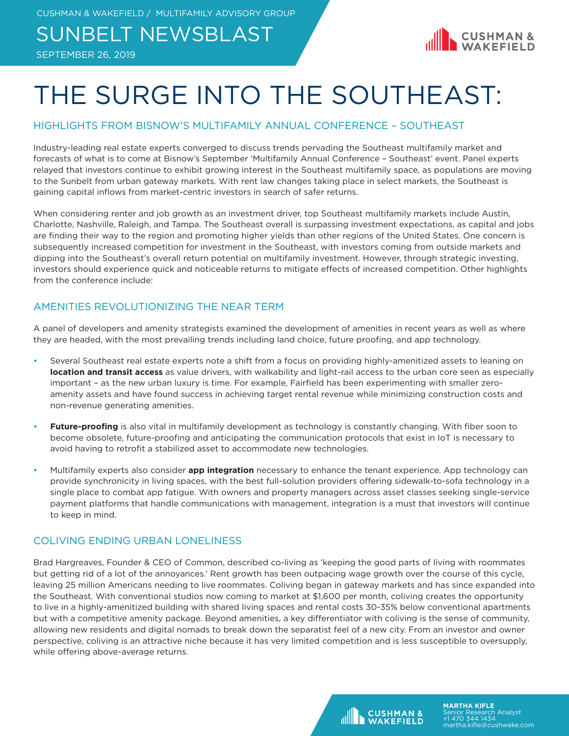CUSHMAN & WAKEFIELD / MULTIFAMILY ADVISORY GROUP

SUNBELT NEWSBLAST

SEPTEMBER 26, 2019

# THE SURGE INTO THE SOUTHEAST:

## HIGHLIGHTS FROM BISNOW'S MULTIFAMILY ANNUAL CONFERENCE – SOUTHEAST

Industry-leading real estate experts converged to discuss trends pervading the Southeast multifamily market and forecasts of what is to come at Bisnow's September 'Multifamily Annual Conference – Southeast' event. Panel experts relayed that investors continue to exhibit growing interest in the Southeast multifamily space, as populations are moving to the Sunbelt from urban gateway markets. With rent law changes taking place in select markets, the Southeast is gaining capital inflows from market-centric investors in search of safer returns.

When considering renter and job growth as an investment driver, top Southeast multifamily markets include Austin, Charlotte, Nashville, Raleigh, and Tampa. The Southeast overall is surpassing investment expectations, as capital and jobs are finding their way to the region and promoting higher yields than other regions of the United States. One concern is subsequently increased competition for investment in the Southeast, with investors coming from outside markets and dipping into the Southeast's overall return potential on multifamily investment. However, through strategic investing, investors should experience quick and noticeable returns to mitigate effects of increased competition. Other highlights from the conference include:

## AMENITIES REVOLUTIONIZING THE NEAR TERM

A panel of developers and amenity strategists examined the development of amenities in recent years as well as where they are headed, with the most prevailing trends including land choice, future proofing, and app technology.

- Several Southeast real estate experts note a shift from a focus on providing highly-amenitized assets to leaning on **location and transit access** as value drivers, with walkability and light-rail access to the urban core seen as especially important – as the new urban luxury is time. For example, Fairfield has been experimenting with smaller zero-amenity assets and have found success in achieving target rental revenue while minimizing construction costs and non-revenue generating amenities.

- **Future-proofing** is also vital in multifamily development as technology is constantly changing. With fiber soon to become obsolete, future-proofing and anticipating the communication protocols that exist in IoT is necessary to avoid having to retrofit a stabilized asset to accommodate new technologies.

- Multifamily experts also consider **app integration** necessary to enhance the tenant experience. App technology can provide synchronicity in living spaces, with the best full-solution providers offering sidewalk-to-sofa technology in a single place to combat app fatigue. With owners and property managers across asset classes seeking single-service payment platforms that handle communications with management, integration is a must that investors will continue to keep in mind.

## COLIVING ENDING URBAN LONELINESS

Brad Hargreaves, Founder & CEO of Common, described co-living as 'keeping the good parts of living with roommates but getting rid of a lot of the annoyances.' Rent growth has been outpacing wage growth over the course of this cycle, leaving 25 million Americans needing to live roommates. Coliving began in gateway markets and has since expanded into the Southeast. With conventional studios now coming to market at $1,600 per month, coliving creates the opportunity to live in a highly-amenitized building with shared living spaces and rental costs 30-35% below conventional apartments but with a competitive amenity package. Beyond amenities, a key differentiator with coliving is the sense of community, allowing new residents and digital nomads to break down the separatist feel of a new city. From an investor and owner perspective, coliving is an attractive niche because it has very limited competition and is less susceptible to oversupply, while offering above-average returns.

**MARTHA KIFLE**
Senior Research Analyst
+1 470 344 1434
martha.kifle@cushwake.com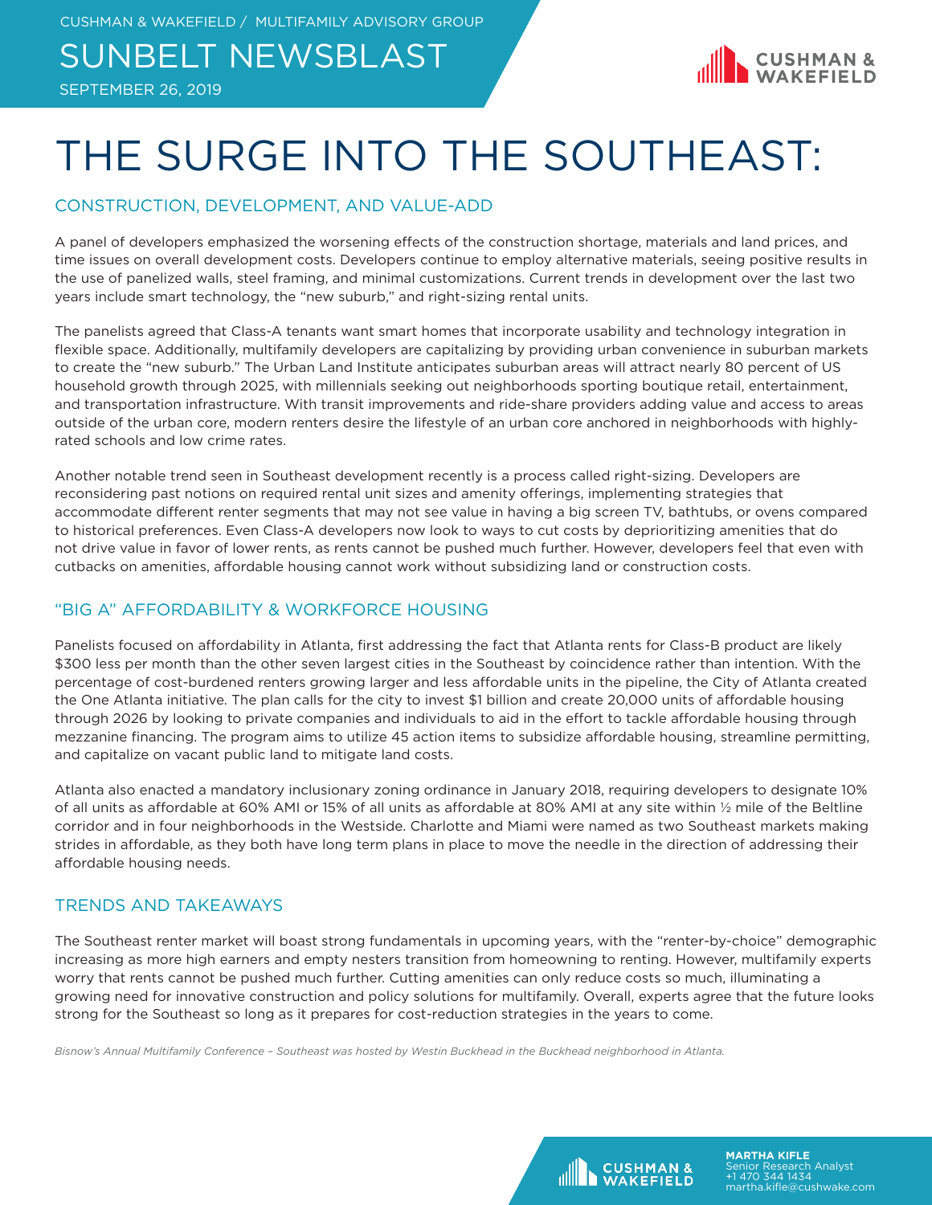# THE SURGE INTO THE SOUTHEAST:

## CONSTRUCTION, DEVELOPMENT, AND VALUE-ADD

A panel of developers emphasized the worsening effects of the construction shortage, materials and land prices, and time issues on overall development costs. Developers continue to employ alternative materials, seeing positive results in the use of panelized walls, steel framing, and minimal customizations. Current trends in development over the last two years include smart technology, the "new suburb," and right-sizing rental units.

The panelists agreed that Class-A tenants want smart homes that incorporate usability and technology integration in flexible space. Additionally, multifamily developers are capitalizing by providing urban convenience in suburban markets to create the "new suburb." The Urban Land Institute anticipates suburban areas will attract nearly 80 percent of US household growth through 2025, with millennials seeking out neighborhoods sporting boutique retail, entertainment, and transportation infrastructure. With transit improvements and ride-share providers adding value and access to areas outside of the urban core, modern renters desire the lifestyle of an urban core anchored in neighborhoods with highly-rated schools and low crime rates.

Another notable trend seen in Southeast development recently is a process called right-sizing. Developers are reconsidering past notions on required rental unit sizes and amenity offerings, implementing strategies that accommodate different renter segments that may not see value in having a big screen TV, bathtubs, or ovens compared to historical preferences. Even Class-A developers now look to ways to cut costs by deprioritizing amenities that do not drive value in favor of lower rents, as rents cannot be pushed much further. However, developers feel that even with cutbacks on amenities, affordable housing cannot work without subsidizing land or construction costs.

## "BIG A" AFFORDABILITY & WORKFORCE HOUSING

Panelists focused on affordability in Atlanta, first addressing the fact that Atlanta rents for Class-B product are likely $300 less per month than the other seven largest cities in the Southeast by coincidence rather than intention. With the percentage of cost-burdened renters growing larger and less affordable units in the pipeline, the City of Atlanta created the One Atlanta initiative. The plan calls for the city to invest $1 billion and create 20,000 units of affordable housing through 2026 by looking to private companies and individuals to aid in the effort to tackle affordable housing through mezzanine financing. The program aims to utilize 45 action items to subsidize affordable housing, streamline permitting, and capitalize on vacant public land to mitigate land costs.

Atlanta also enacted a mandatory inclusionary zoning ordinance in January 2018, requiring developers to designate 10% of all units as affordable at 60% AMI or 15% of all units as affordable at 80% AMI at any site within ½ mile of the Beltline corridor and in four neighborhoods in the Westside. Charlotte and Miami were named as two Southeast markets making strides in affordable, as they both have long term plans in place to move the needle in the direction of addressing their affordable housing needs.

## TRENDS AND TAKEAWAYS

The Southeast renter market will boast strong fundamentals in upcoming years, with the "renter-by-choice" demographic increasing as more high earners and empty nesters transition from homeowning to renting. However, multifamily experts worry that rents cannot be pushed much further. Cutting amenities can only reduce costs so much, illuminating a growing need for innovative construction and policy solutions for multifamily. Overall, experts agree that the future looks strong for the Southeast so long as it prepares for cost-reduction strategies in the years to come.

*Bisnow's Annual Multifamily Conference – Southeast was hosted by Westin Buckhead in the Buckhead neighborhood in Atlanta.*

**MARTHA KIFLE**
Senior Research Analyst
+1 470 344 1434
martha.kifle@cushwake.com